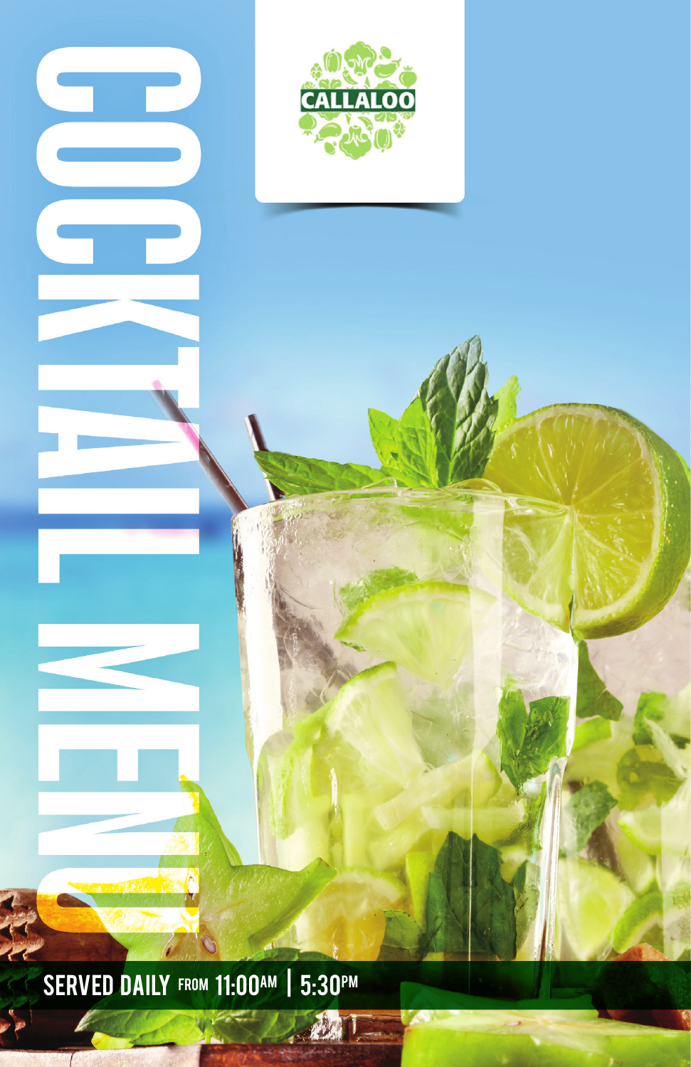# COCKTAIL MENU

CALLALOO

SERVED DAILY FROM 11:00AM | 5:30PM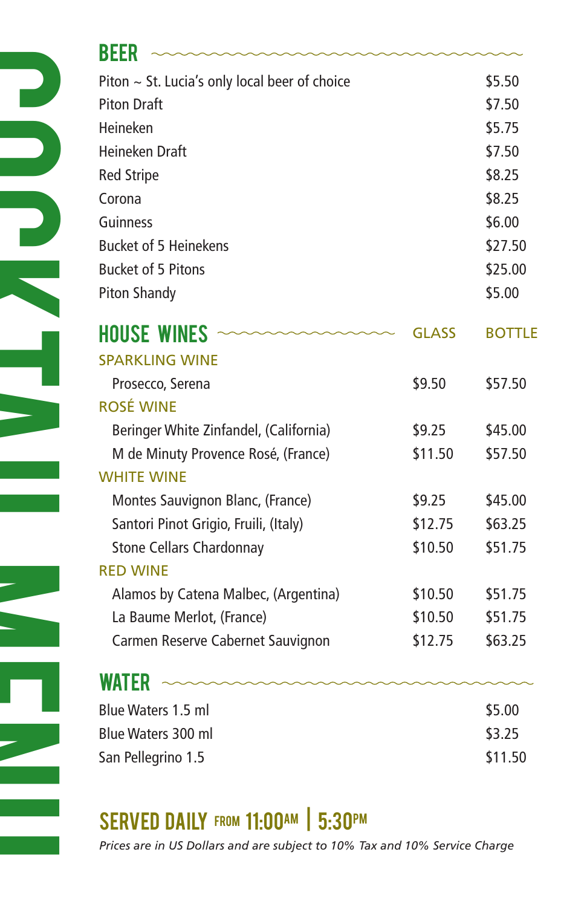# COCKTAIL MENU

## BEER

| Item | Price |
|---|---|
| Piton ~ St. Lucia's only local beer of choice | $5.50 |
| Piton Draft | $7.50 |
| Heineken | $5.75 |
| Heineken Draft | $7.50 |
| Red Stripe | $8.25 |
| Corona | $8.25 |
| Guinness | $6.00 |
| Bucket of 5 Heinekens | $27.50 |
| Bucket of 5 Pitons | $25.00 |
| Piton Shandy | $5.00 |

## HOUSE WINES

| | GLASS | BOTTLE |
|---|---|---|
| **SPARKLING WINE** | | |
| Prosecco, Serena | $9.50 | $57.50 |
| **ROSÉ WINE** | | |
| Beringer White Zinfandel, (California) | $9.25 | $45.00 |
| M de Minuty Provence Rosé, (France) | $11.50 | $57.50 |
| **WHITE WINE** | | |
| Montes Sauvignon Blanc, (France) | $9.25 | $45.00 |
| Santori Pinot Grigio, Fruili, (Italy) | $12.75 | $63.25 |
| Stone Cellars Chardonnay | $10.50 | $51.75 |
| **RED WINE** | | |
| Alamos by Catena Malbec, (Argentina) | $10.50 | $51.75 |
| La Baume Merlot, (France) | $10.50 | $51.75 |
| Carmen Reserve Cabernet Sauvignon | $12.75 | $63.25 |

## WATER

| Item | Price |
|---|---|
| Blue Waters 1.5 ml | $5.00 |
| Blue Waters 300 ml | $3.25 |
| San Pellegrino 1.5 | $11.50 |

## SERVED DAILY FROM 11:00AM | 5:30PM

*Prices are in US Dollars and are subject to 10% Tax and 10% Service Charge*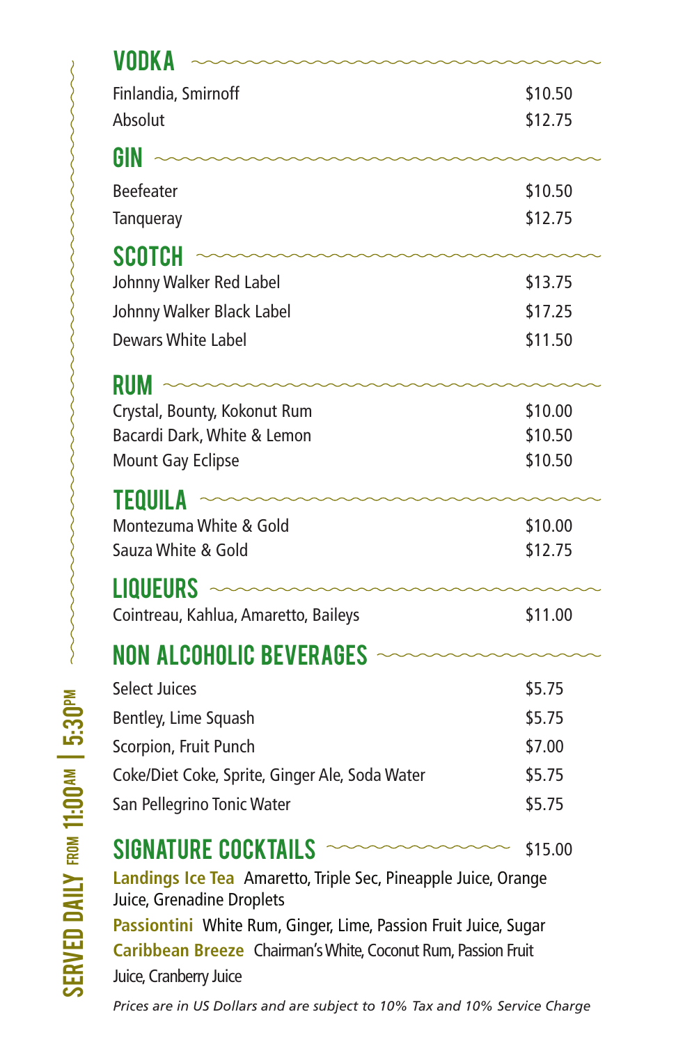## VODKA

| | |
|---|---|
| Finlandia, Smirnoff | $10.50 |
| Absolut | $12.75 |

## GIN

| | |
|---|---|
| Beefeater | $10.50 |
| Tanqueray | $12.75 |

## SCOTCH

| | |
|---|---|
| Johnny Walker Red Label | $13.75 |
| Johnny Walker Black Label | $17.25 |
| Dewars White Label | $11.50 |

## RUM

| | |
|---|---|
| Crystal, Bounty, Kokonut Rum | $10.00 |
| Bacardi Dark, White & Lemon | $10.50 |
| Mount Gay Eclipse | $10.50 |

## TEQUILA

| | |
|---|---|
| Montezuma White & Gold | $10.00 |
| Sauza White & Gold | $12.75 |

## LIQUEURS

| | |
|---|---|
| Cointreau, Kahlua, Amaretto, Baileys | $11.00 |

## NON ALCOHOLIC BEVERAGES

| | |
|---|---|
| Select Juices | $5.75 |
| Bentley, Lime Squash | $5.75 |
| Scorpion, Fruit Punch | $7.00 |
| Coke/Diet Coke, Sprite, Ginger Ale, Soda Water | $5.75 |
| San Pellegrino Tonic Water | $5.75 |

## SIGNATURE COCKTAILS $15.00

**Landings Ice Tea** Amaretto, Triple Sec, Pineapple Juice, Orange Juice, Grenadine Droplets

**Passiontini** White Rum, Ginger, Lime, Passion Fruit Juice, Sugar

**Caribbean Breeze** Chairman's White, Coconut Rum, Passion Fruit Juice, Cranberry Juice

*Prices are in US Dollars and are subject to 10% Tax and 10% Service Charge*

SERVED DAILY FROM 11:00AM | 5:30PM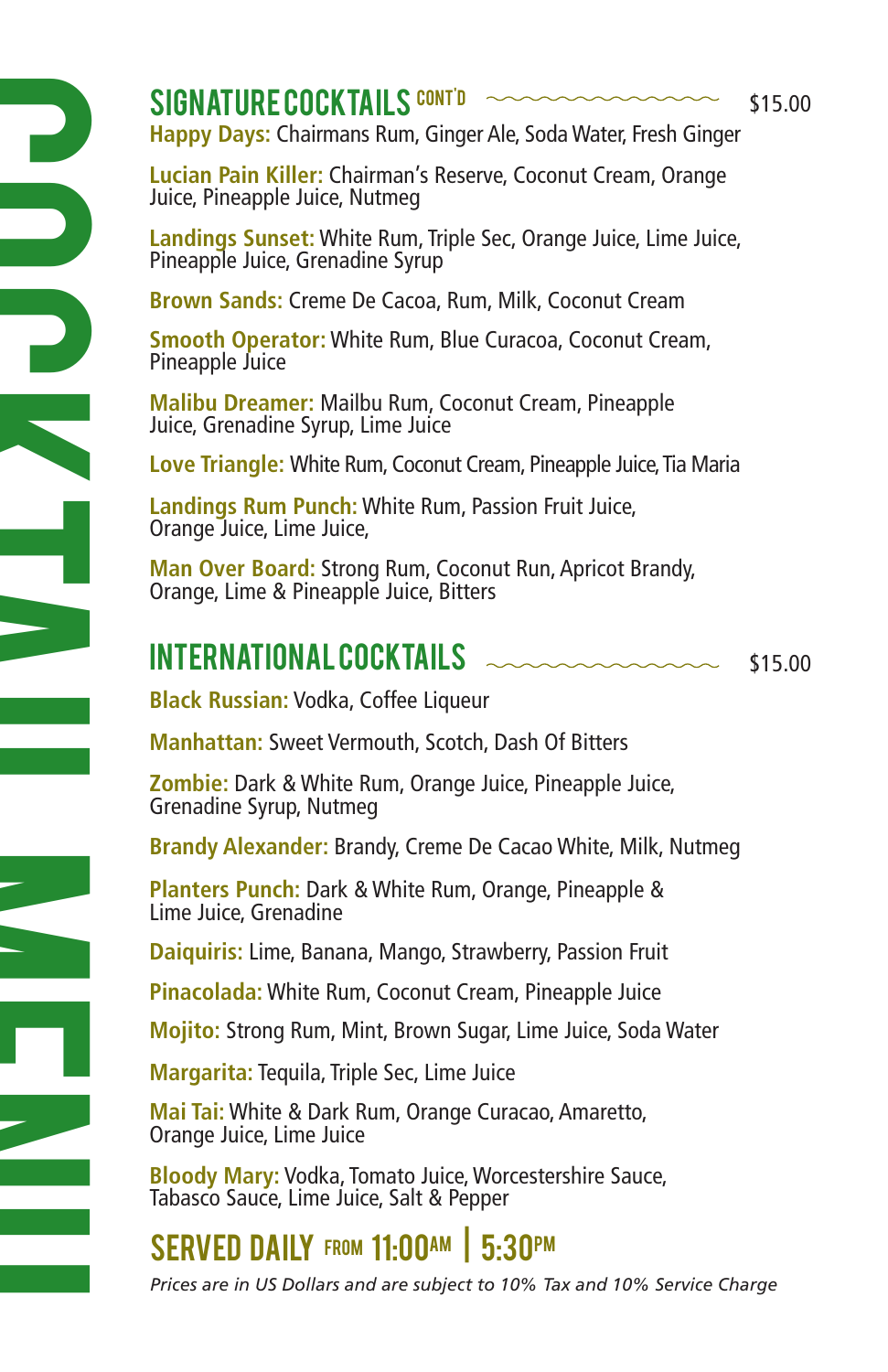COCKTAIL MENU

## SIGNATURE COCKTAILS CONT'D $15.00

**Happy Days:** Chairmans Rum, Ginger Ale, Soda Water, Fresh Ginger

**Lucian Pain Killer:** Chairman's Reserve, Coconut Cream, Orange Juice, Pineapple Juice, Nutmeg

**Landings Sunset:** White Rum, Triple Sec, Orange Juice, Lime Juice, Pineapple Juice, Grenadine Syrup

**Brown Sands:** Creme De Cacoa, Rum, Milk, Coconut Cream

**Smooth Operator:** White Rum, Blue Curacoa, Coconut Cream, Pineapple Juice

**Malibu Dreamer:** Mailbu Rum, Coconut Cream, Pineapple Juice, Grenadine Syrup, Lime Juice

**Love Triangle:** White Rum, Coconut Cream, Pineapple Juice, Tia Maria

**Landings Rum Punch:** White Rum, Passion Fruit Juice, Orange Juice, Lime Juice,

**Man Over Board:** Strong Rum, Coconut Run, Apricot Brandy, Orange, Lime & Pineapple Juice, Bitters

## INTERNATIONAL COCKTAILS $15.00

**Black Russian:** Vodka, Coffee Liqueur

**Manhattan:** Sweet Vermouth, Scotch, Dash Of Bitters

**Zombie:** Dark & White Rum, Orange Juice, Pineapple Juice, Grenadine Syrup, Nutmeg

**Brandy Alexander:** Brandy, Creme De Cacao White, Milk, Nutmeg

**Planters Punch:** Dark & White Rum, Orange, Pineapple & Lime Juice, Grenadine

**Daiquiris:** Lime, Banana, Mango, Strawberry, Passion Fruit

**Pinacolada:** White Rum, Coconut Cream, Pineapple Juice

**Mojito:** Strong Rum, Mint, Brown Sugar, Lime Juice, Soda Water

**Margarita:** Tequila, Triple Sec, Lime Juice

**Mai Tai:** White & Dark Rum, Orange Curacao, Amaretto, Orange Juice, Lime Juice

**Bloody Mary:** Vodka, Tomato Juice, Worcestershire Sauce, Tabasco Sauce, Lime Juice, Salt & Pepper

## SERVED DAILY FROM 11:00AM | 5:30PM

*Prices are in US Dollars and are subject to 10% Tax and 10% Service Charge*